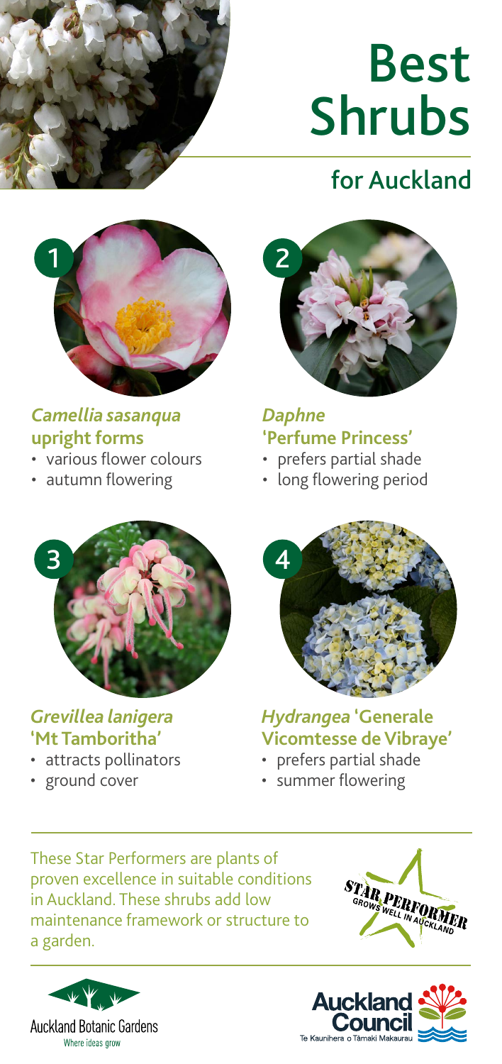# Best Shrubs

## for Auckland

1

### *Camellia sasanqua* upright forms

- various flower colours
- autumn flowering

2

### *Daphne* 'Perfume Princess'

- prefers partial shade
- long flowering period

3

### *Grevillea lanigera* 'Mt Tamboritha'

- attracts pollinators
- ground cover

4

### *Hydrangea* 'Generale Vicomtesse de Vibraye'

- prefers partial shade
- summer flowering

These Star Performers are plants of proven excellence in suitable conditions in Auckland. These shrubs add low maintenance framework or structure to a garden.

STAR PERFORMER
GROWS WELL IN AUCKLAND

Auckland Botanic Gardens
Where ideas grow

Auckland Council
Te Kaunihera o Tāmaki Makaurau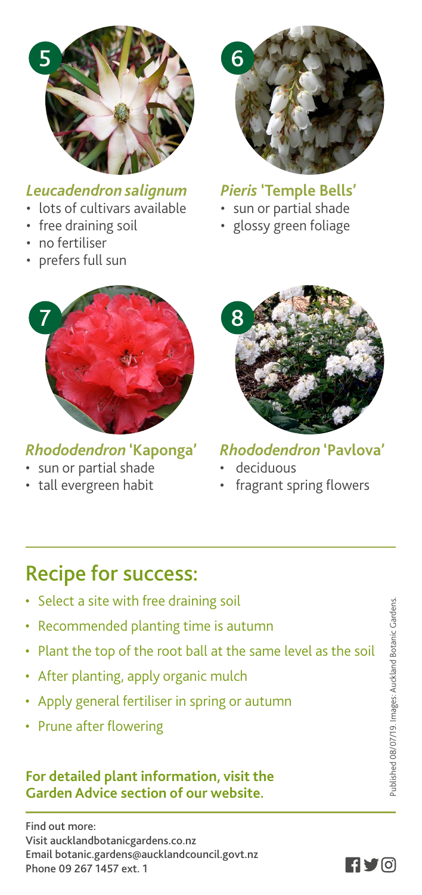5

***Leucadendron salignum***

- lots of cultivars available
- free draining soil
- no fertiliser
- prefers full sun

6

***Pieris* 'Temple Bells'**

- sun or partial shade
- glossy green foliage

7

***Rhododendron* 'Kaponga'**

- sun or partial shade
- tall evergreen habit

8

***Rhododendron* 'Pavlova'**

- deciduous
- fragrant spring flowers

## Recipe for success:

- Select a site with free draining soil
- Recommended planting time is autumn
- Plant the top of the root ball at the same level as the soil
- After planting, apply organic mulch
- Apply general fertiliser in spring or autumn
- Prune after flowering

**For detailed plant information, visit the Garden Advice section of our website.**

Find out more:
Visit aucklandbotanicgardens.co.nz
Email botanic.gardens@aucklandcouncil.govt.nz
Phone 09 267 1457 ext. 1

Published 08/07/19. Images: Auckland Botanic Gardens.